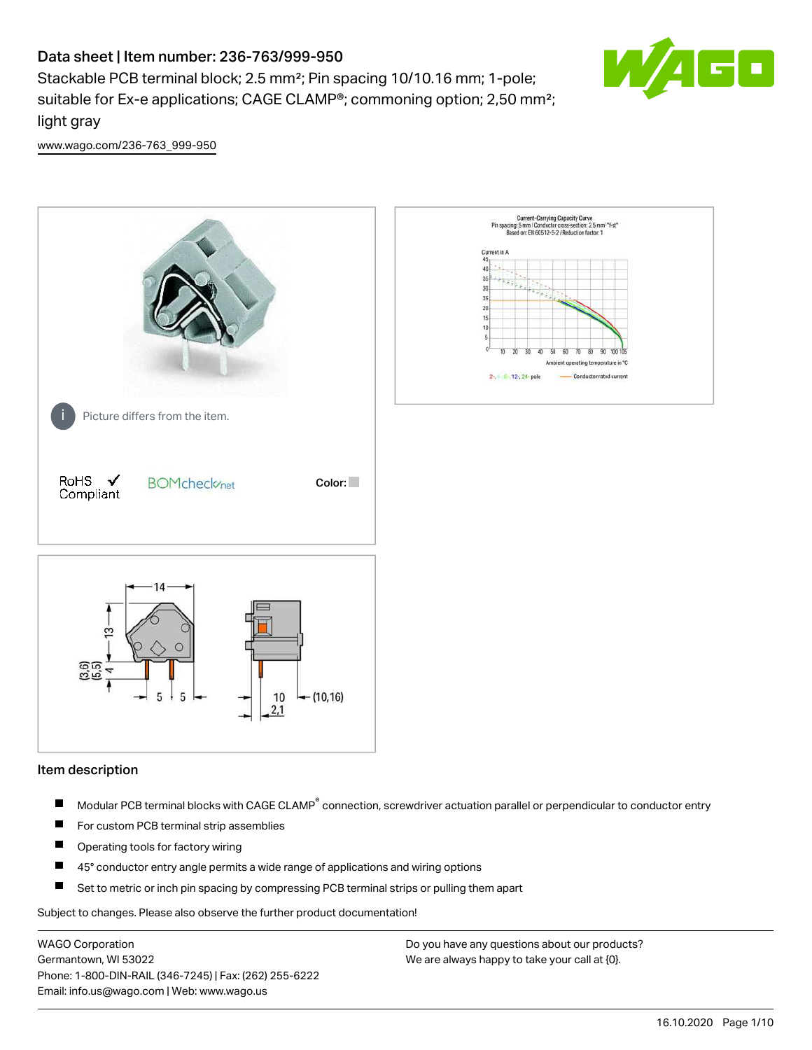# Data sheet | Item number: 236-763/999-950

Stackable PCB terminal block; 2.5 mm²; Pin spacing 10/10.16 mm; 1-pole; suitable for Ex-e applications; CAGE CLAMP®; commoning option; 2,50 mm²; light gray

www.wago.com/236-763_999-950

Picture differs from the item.

RoHS ✓ Compliant

Color:

## Item description

- Modular PCB terminal blocks with CAGE CLAMP® connection, screwdriver actuation parallel or perpendicular to conductor entry
- For custom PCB terminal strip assemblies
- Operating tools for factory wiring
- 45° conductor entry angle permits a wide range of applications and wiring options
- Set to metric or inch pin spacing by compressing PCB terminal strips or pulling them apart

Subject to changes. Please also observe the further product documentation!

WAGO Corporation
Germantown, WI 53022
Phone: 1-800-DIN-RAIL (346-7245) | Fax: (262) 255-6222
Email: info.us@wago.com | Web: www.wago.us

Do you have any questions about our products?
We are always happy to take your call at {0}.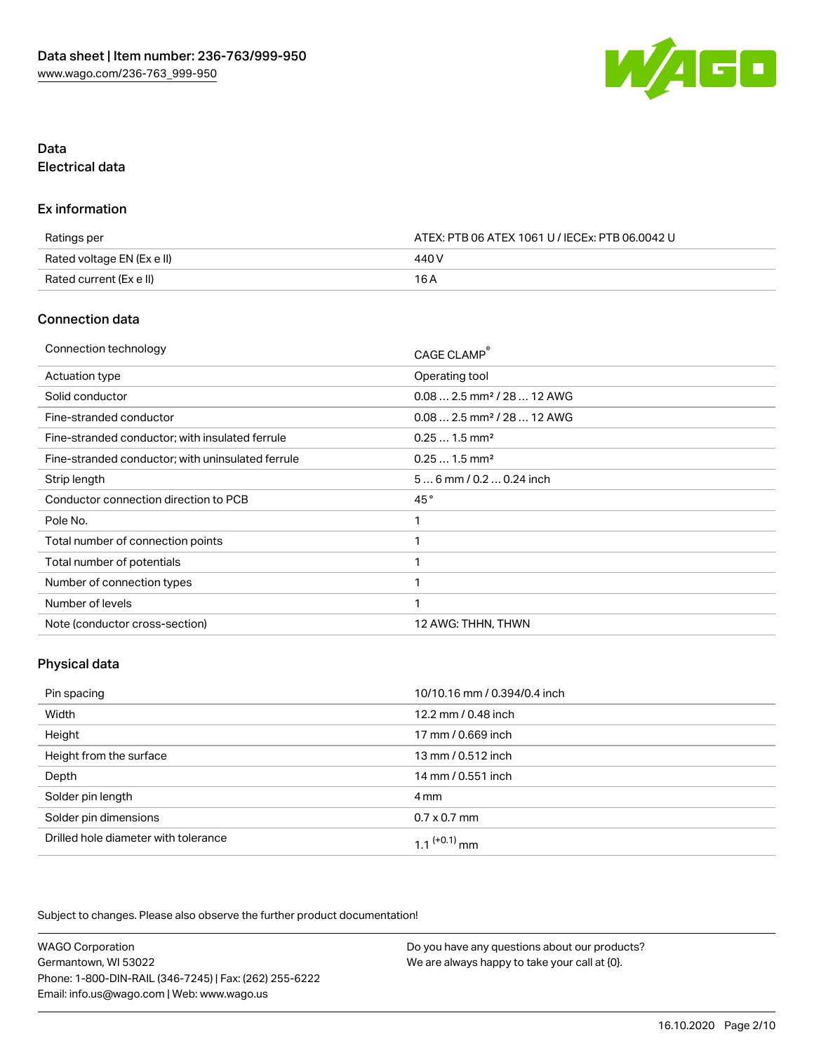## Data
### Electrical data

#### Ex information

| Ratings per | ATEX: PTB 06 ATEX 1061 U / IECEx: PTB 06.0042 U |
| --- | --- |
| Rated voltage EN (Ex e II) | 440 V |
| Rated current (Ex e II) | 16 A |

#### Connection data

| Connection technology | CAGE CLAMP® |
| --- | --- |
| Actuation type | Operating tool |
| Solid conductor | 0.08 … 2.5 mm² / 28 … 12 AWG |
| Fine-stranded conductor | 0.08 … 2.5 mm² / 28 … 12 AWG |
| Fine-stranded conductor; with insulated ferrule | 0.25 … 1.5 mm² |
| Fine-stranded conductor; with uninsulated ferrule | 0.25 … 1.5 mm² |
| Strip length | 5 … 6 mm / 0.2 … 0.24 inch |
| Conductor connection direction to PCB | 45 ° |
| Pole No. | 1 |
| Total number of connection points | 1 |
| Total number of potentials | 1 |
| Number of connection types | 1 |
| Number of levels | 1 |
| Note (conductor cross-section) | 12 AWG: THHN, THWN |

#### Physical data

| Pin spacing | 10/10.16 mm / 0.394/0.4 inch |
| --- | --- |
| Width | 12.2 mm / 0.48 inch |
| Height | 17 mm / 0.669 inch |
| Height from the surface | 13 mm / 0.512 inch |
| Depth | 14 mm / 0.551 inch |
| Solder pin length | 4 mm |
| Solder pin dimensions | 0.7 x 0.7 mm |
| Drilled hole diameter with tolerance | $1.1^{(+0.1)}$ mm |

Subject to changes. Please also observe the further product documentation!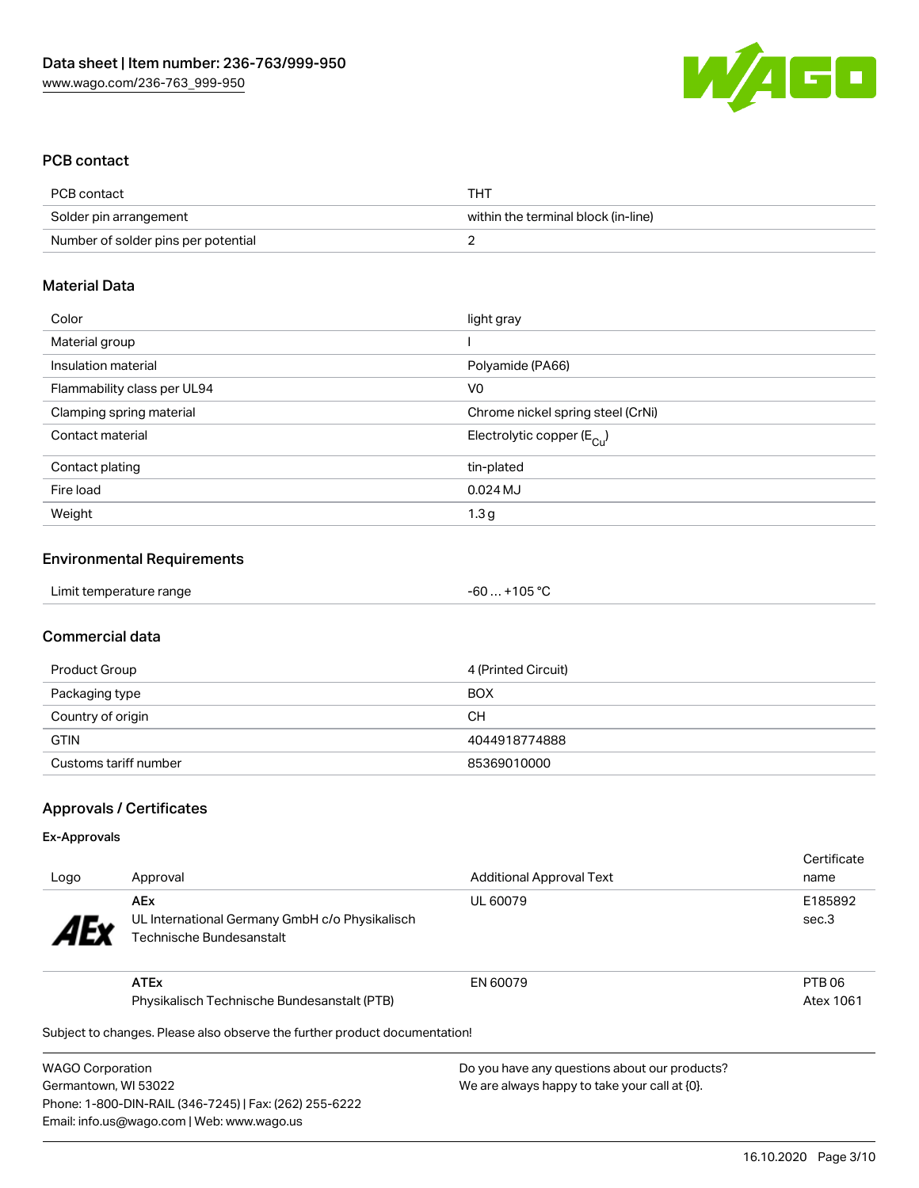## PCB contact

| PCB contact | THT |
| --- | --- |
| Solder pin arrangement | within the terminal block (in-line) |
| Number of solder pins per potential | 2 |

## Material Data

| Color | light gray |
| --- | --- |
| Material group | I |
| Insulation material | Polyamide (PA66) |
| Flammability class per UL94 | V0 |
| Clamping spring material | Chrome nickel spring steel (CrNi) |
| Contact material | Electrolytic copper ($E_{Cu}$) |
| Contact plating | tin-plated |
| Fire load | 0.024 MJ |
| Weight | 1.3 g |

## Environmental Requirements

| Limit temperature range | -60 … +105 °C |
| --- | --- |

## Commercial data

| Product Group | 4 (Printed Circuit) |
| --- | --- |
| Packaging type | BOX |
| Country of origin | CH |
| GTIN | 4044918774888 |
| Customs tariff number | 85369010000 |

## Approvals / Certificates

### Ex-Approvals

| Logo | Approval | Additional Approval Text | Certificate name |
| --- | --- | --- | --- |
| AEx | **AEx** UL International Germany GmbH c/o Physikalisch Technische Bundesanstalt | UL 60079 | E185892 sec.3 |
| | **ATEx** Physikalisch Technische Bundesanstalt (PTB) | EN 60079 | PTB 06 Atex 1061 |

Subject to changes. Please also observe the further product documentation!

WAGO Corporation
Germantown, WI 53022
Phone: 1-800-DIN-RAIL (346-7245) | Fax: (262) 255-6222
Email: info.us@wago.com | Web: www.wago.us

Do you have any questions about our products?
We are always happy to take your call at {0}.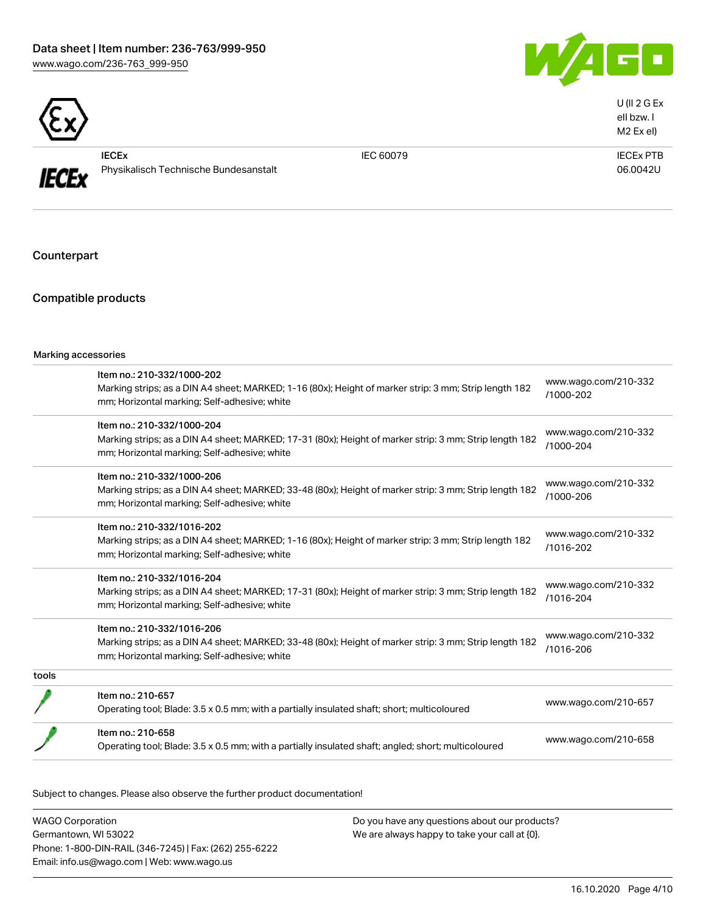| | | |
|---|---|---|
| | | U (II 2 G Ex eII bzw. I M2 Ex eI) |
| IECEx<br>Physikalisch Technische Bundesanstalt | IEC 60079 | IECEx PTB 06.0042U |

## Counterpart

## Compatible products

Marking accessories

| | | |
|---|---|---|
| | Item no.: 210-332/1000-202<br>Marking strips; as a DIN A4 sheet; MARKED; 1-16 (80x); Height of marker strip: 3 mm; Strip length 182 mm; Horizontal marking; Self-adhesive; white | www.wago.com/210-332/1000-202 |
| | Item no.: 210-332/1000-204<br>Marking strips; as a DIN A4 sheet; MARKED; 17-31 (80x); Height of marker strip: 3 mm; Strip length 182 mm; Horizontal marking; Self-adhesive; white | www.wago.com/210-332/1000-204 |
| | Item no.: 210-332/1000-206<br>Marking strips; as a DIN A4 sheet; MARKED; 33-48 (80x); Height of marker strip: 3 mm; Strip length 182 mm; Horizontal marking; Self-adhesive; white | www.wago.com/210-332/1000-206 |
| | Item no.: 210-332/1016-202<br>Marking strips; as a DIN A4 sheet; MARKED; 1-16 (80x); Height of marker strip: 3 mm; Strip length 182 mm; Horizontal marking; Self-adhesive; white | www.wago.com/210-332/1016-202 |
| | Item no.: 210-332/1016-204<br>Marking strips; as a DIN A4 sheet; MARKED; 17-31 (80x); Height of marker strip: 3 mm; Strip length 182 mm; Horizontal marking; Self-adhesive; white | www.wago.com/210-332/1016-204 |
| | Item no.: 210-332/1016-206<br>Marking strips; as a DIN A4 sheet; MARKED; 33-48 (80x); Height of marker strip: 3 mm; Strip length 182 mm; Horizontal marking; Self-adhesive; white | www.wago.com/210-332/1016-206 |

tools

| | | |
|---|---|---|
| | Item no.: 210-657<br>Operating tool; Blade: 3.5 x 0.5 mm; with a partially insulated shaft; short; multicoloured | www.wago.com/210-657 |
| | Item no.: 210-658<br>Operating tool; Blade: 3.5 x 0.5 mm; with a partially insulated shaft; angled; short; multicoloured | www.wago.com/210-658 |

Subject to changes. Please also observe the further product documentation!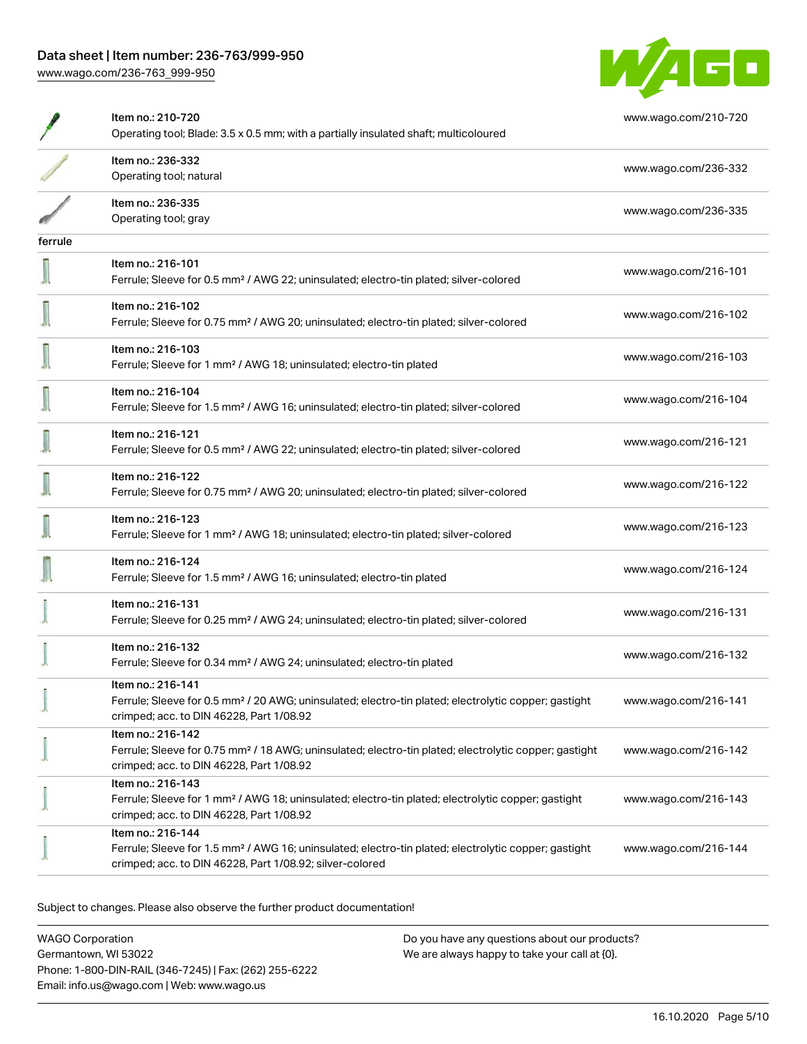| | | |
|---|---|---|
| | Item no.: 210-720<br>Operating tool; Blade: 3.5 x 0.5 mm; with a partially insulated shaft; multicoloured | www.wago.com/210-720 |
| | Item no.: 236-332<br>Operating tool; natural | www.wago.com/236-332 |
| | Item no.: 236-335<br>Operating tool; gray | www.wago.com/236-335 |
| ferrule | | |
| | Item no.: 216-101<br>Ferrule; Sleeve for 0.5 mm² / AWG 22; uninsulated; electro-tin plated; silver-colored | www.wago.com/216-101 |
| | Item no.: 216-102<br>Ferrule; Sleeve for 0.75 mm² / AWG 20; uninsulated; electro-tin plated; silver-colored | www.wago.com/216-102 |
| | Item no.: 216-103<br>Ferrule; Sleeve for 1 mm² / AWG 18; uninsulated; electro-tin plated | www.wago.com/216-103 |
| | Item no.: 216-104<br>Ferrule; Sleeve for 1.5 mm² / AWG 16; uninsulated; electro-tin plated; silver-colored | www.wago.com/216-104 |
| | Item no.: 216-121<br>Ferrule; Sleeve for 0.5 mm² / AWG 22; uninsulated; electro-tin plated; silver-colored | www.wago.com/216-121 |
| | Item no.: 216-122<br>Ferrule; Sleeve for 0.75 mm² / AWG 20; uninsulated; electro-tin plated; silver-colored | www.wago.com/216-122 |
| | Item no.: 216-123<br>Ferrule; Sleeve for 1 mm² / AWG 18; uninsulated; electro-tin plated; silver-colored | www.wago.com/216-123 |
| | Item no.: 216-124<br>Ferrule; Sleeve for 1.5 mm² / AWG 16; uninsulated; electro-tin plated | www.wago.com/216-124 |
| | Item no.: 216-131<br>Ferrule; Sleeve for 0.25 mm² / AWG 24; uninsulated; electro-tin plated; silver-colored | www.wago.com/216-131 |
| | Item no.: 216-132<br>Ferrule; Sleeve for 0.34 mm² / AWG 24; uninsulated; electro-tin plated | www.wago.com/216-132 |
| | Item no.: 216-141<br>Ferrule; Sleeve for 0.5 mm² / 20 AWG; uninsulated; electro-tin plated; electrolytic copper; gastight crimped; acc. to DIN 46228, Part 1/08.92 | www.wago.com/216-141 |
| | Item no.: 216-142<br>Ferrule; Sleeve for 0.75 mm² / 18 AWG; uninsulated; electro-tin plated; electrolytic copper; gastight crimped; acc. to DIN 46228, Part 1/08.92 | www.wago.com/216-142 |
| | Item no.: 216-143<br>Ferrule; Sleeve for 1 mm² / AWG 18; uninsulated; electro-tin plated; electrolytic copper; gastight crimped; acc. to DIN 46228, Part 1/08.92 | www.wago.com/216-143 |
| | Item no.: 216-144<br>Ferrule; Sleeve for 1.5 mm² / AWG 16; uninsulated; electro-tin plated; electrolytic copper; gastight crimped; acc. to DIN 46228, Part 1/08.92; silver-colored | www.wago.com/216-144 |

Subject to changes. Please also observe the further product documentation!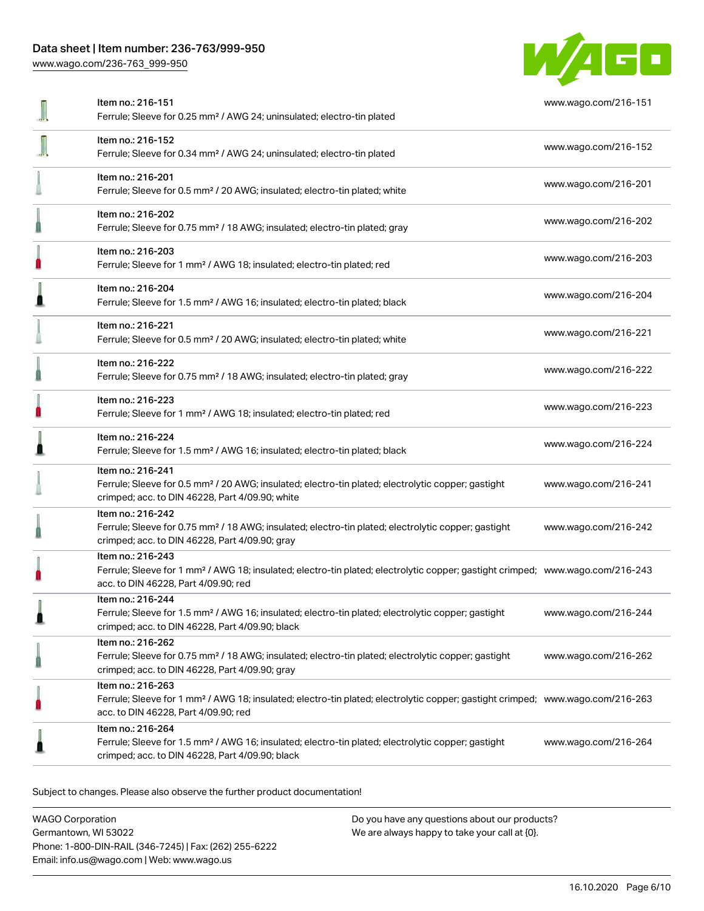| Item | Description | Link |
| --- | --- | --- |
| Item no.: 216-151 | Ferrule; Sleeve for 0.25 mm² / AWG 24; uninsulated; electro-tin plated | www.wago.com/216-151 |
| Item no.: 216-152 | Ferrule; Sleeve for 0.34 mm² / AWG 24; uninsulated; electro-tin plated | www.wago.com/216-152 |
| Item no.: 216-201 | Ferrule; Sleeve for 0.5 mm² / 20 AWG; insulated; electro-tin plated; white | www.wago.com/216-201 |
| Item no.: 216-202 | Ferrule; Sleeve for 0.75 mm² / 18 AWG; insulated; electro-tin plated; gray | www.wago.com/216-202 |
| Item no.: 216-203 | Ferrule; Sleeve for 1 mm² / AWG 18; insulated; electro-tin plated; red | www.wago.com/216-203 |
| Item no.: 216-204 | Ferrule; Sleeve for 1.5 mm² / AWG 16; insulated; electro-tin plated; black | www.wago.com/216-204 |
| Item no.: 216-221 | Ferrule; Sleeve for 0.5 mm² / 20 AWG; insulated; electro-tin plated; white | www.wago.com/216-221 |
| Item no.: 216-222 | Ferrule; Sleeve for 0.75 mm² / 18 AWG; insulated; electro-tin plated; gray | www.wago.com/216-222 |
| Item no.: 216-223 | Ferrule; Sleeve for 1 mm² / AWG 18; insulated; electro-tin plated; red | www.wago.com/216-223 |
| Item no.: 216-224 | Ferrule; Sleeve for 1.5 mm² / AWG 16; insulated; electro-tin plated; black | www.wago.com/216-224 |
| Item no.: 216-241 | Ferrule; Sleeve for 0.5 mm² / 20 AWG; insulated; electro-tin plated; electrolytic copper; gastight crimped; acc. to DIN 46228, Part 4/09.90; white | www.wago.com/216-241 |
| Item no.: 216-242 | Ferrule; Sleeve for 0.75 mm² / 18 AWG; insulated; electro-tin plated; electrolytic copper; gastight crimped; acc. to DIN 46228, Part 4/09.90; gray | www.wago.com/216-242 |
| Item no.: 216-243 | Ferrule; Sleeve for 1 mm² / AWG 18; insulated; electro-tin plated; electrolytic copper; gastight crimped; acc. to DIN 46228, Part 4/09.90; red | www.wago.com/216-243 |
| Item no.: 216-244 | Ferrule; Sleeve for 1.5 mm² / AWG 16; insulated; electro-tin plated; electrolytic copper; gastight crimped; acc. to DIN 46228, Part 4/09.90; black | www.wago.com/216-244 |
| Item no.: 216-262 | Ferrule; Sleeve for 0.75 mm² / 18 AWG; insulated; electro-tin plated; electrolytic copper; gastight crimped; acc. to DIN 46228, Part 4/09.90; gray | www.wago.com/216-262 |
| Item no.: 216-263 | Ferrule; Sleeve for 1 mm² / AWG 18; insulated; electro-tin plated; electrolytic copper; gastight crimped; acc. to DIN 46228, Part 4/09.90; red | www.wago.com/216-263 |
| Item no.: 216-264 | Ferrule; Sleeve for 1.5 mm² / AWG 16; insulated; electro-tin plated; electrolytic copper; gastight crimped; acc. to DIN 46228, Part 4/09.90; black | www.wago.com/216-264 |

Subject to changes. Please also observe the further product documentation!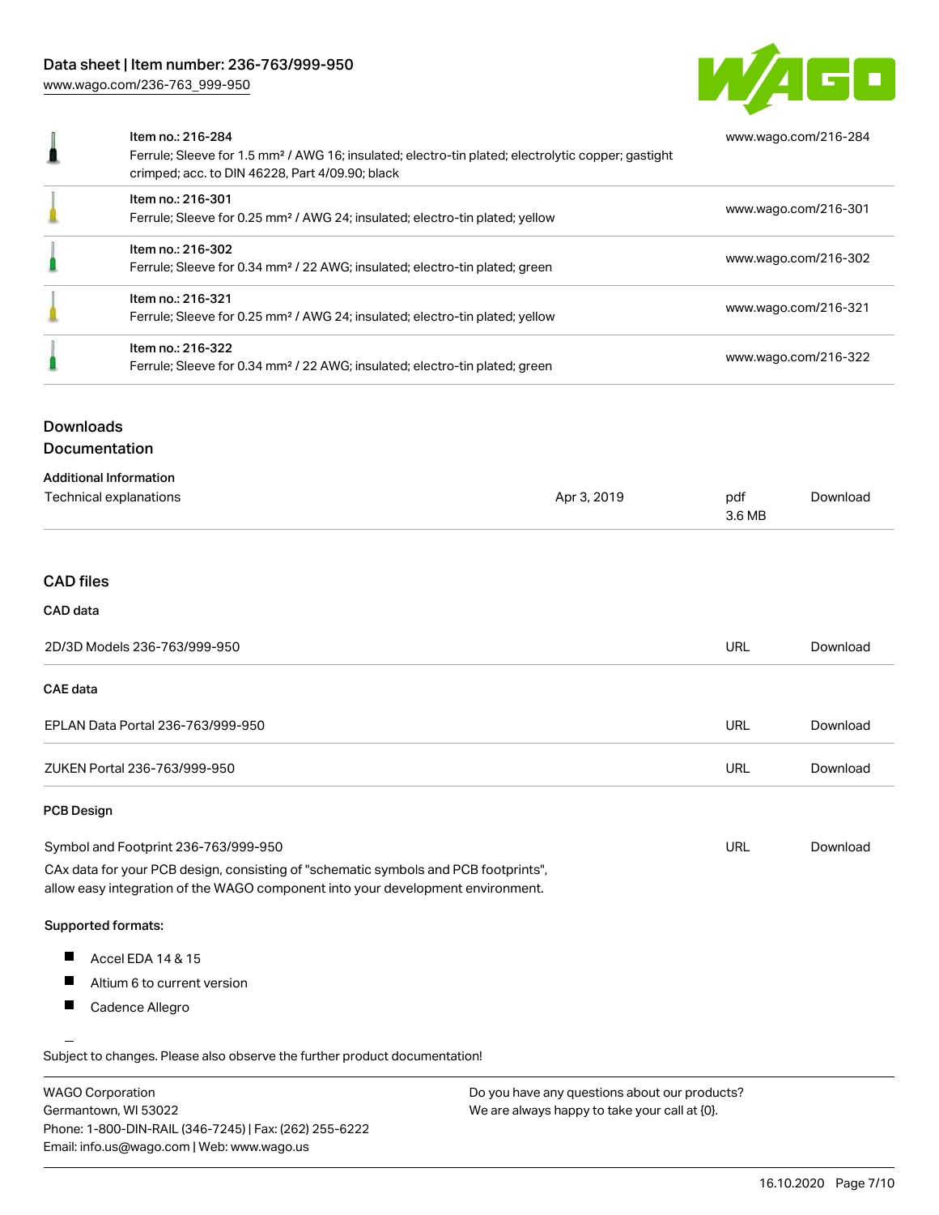| Item | URL |
| --- | --- |
| Item no.: 216-284<br>Ferrule; Sleeve for 1.5 mm² / AWG 16; insulated; electro-tin plated; electrolytic copper; gastight crimped; acc. to DIN 46228, Part 4/09.90; black | www.wago.com/216-284 |
| Item no.: 216-301<br>Ferrule; Sleeve for 0.25 mm² / AWG 24; insulated; electro-tin plated; yellow | www.wago.com/216-301 |
| Item no.: 216-302<br>Ferrule; Sleeve for 0.34 mm² / 22 AWG; insulated; electro-tin plated; green | www.wago.com/216-302 |
| Item no.: 216-321<br>Ferrule; Sleeve for 0.25 mm² / AWG 24; insulated; electro-tin plated; yellow | www.wago.com/216-321 |
| Item no.: 216-322<br>Ferrule; Sleeve for 0.34 mm² / 22 AWG; insulated; electro-tin plated; green | www.wago.com/216-322 |

## Downloads

### Documentation

**Additional Information**

| | | | |
| --- | --- | --- | --- |
| Technical explanations | Apr 3, 2019 | pdf<br>3.6 MB | Download |

### CAD files

**CAD data**

| | | |
| --- | --- | --- |
| 2D/3D Models 236-763/999-950 | URL | Download |

**CAE data**

| | | |
| --- | --- | --- |
| EPLAN Data Portal 236-763/999-950 | URL | Download |
| ZUKEN Portal 236-763/999-950 | URL | Download |

**PCB Design**

| | | |
| --- | --- | --- |
| Symbol and Footprint 236-763/999-950 | URL | Download |

CAx data for your PCB design, consisting of "schematic symbols and PCB footprints", allow easy integration of the WAGO component into your development environment.

**Supported formats:**

- Accel EDA 14 & 15
- Altium 6 to current version
- Cadence Allegro

Subject to changes. Please also observe the further product documentation!

WAGO Corporation
Germantown, WI 53022
Phone: 1-800-DIN-RAIL (346-7245) | Fax: (262) 255-6222
Email: info.us@wago.com | Web: www.wago.us

Do you have any questions about our products?
We are always happy to take your call at {0}.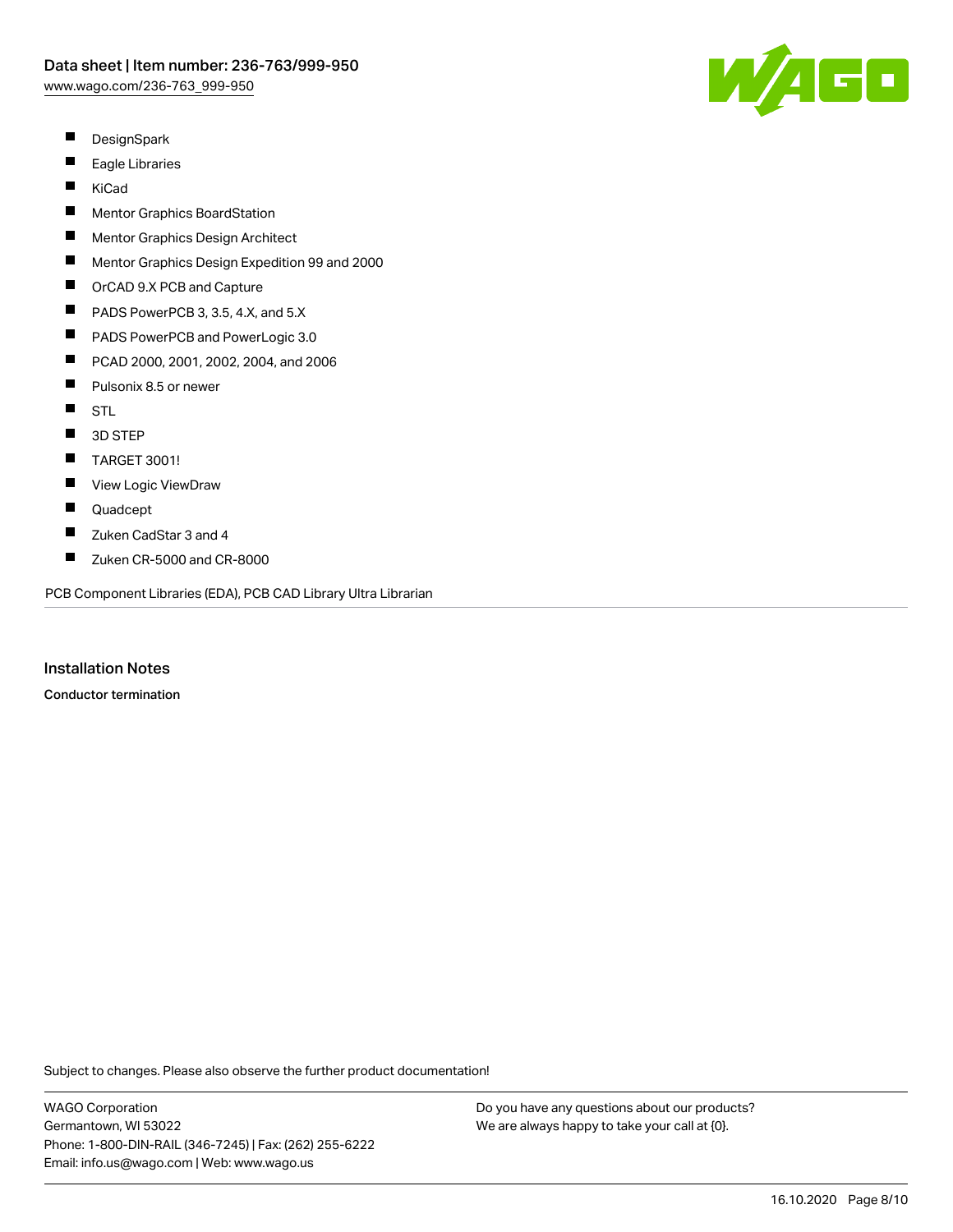- DesignSpark
- Eagle Libraries
- KiCad
- Mentor Graphics BoardStation
- Mentor Graphics Design Architect
- Mentor Graphics Design Expedition 99 and 2000
- OrCAD 9.X PCB and Capture
- PADS PowerPCB 3, 3.5, 4.X, and 5.X
- PADS PowerPCB and PowerLogic 3.0
- PCAD 2000, 2001, 2002, 2004, and 2006
- Pulsonix 8.5 or newer
- STL
- 3D STEP
- TARGET 3001!
- View Logic ViewDraw
- Quadcept
- Zuken CadStar 3 and 4
- Zuken CR-5000 and CR-8000

PCB Component Libraries (EDA), PCB CAD Library Ultra Librarian

## Installation Notes

**Conductor termination**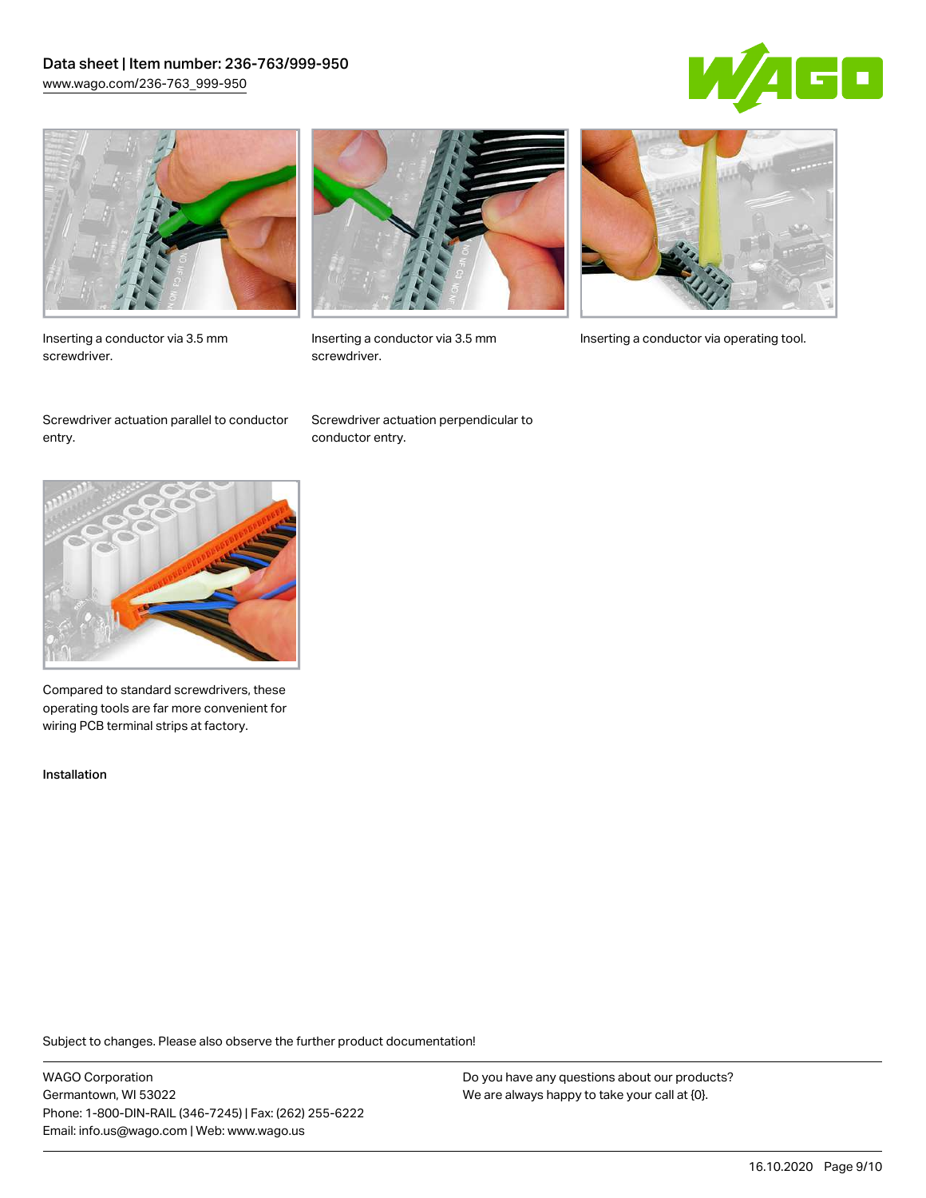Inserting a conductor via 3.5 mm screwdriver.

Inserting a conductor via 3.5 mm screwdriver.

Inserting a conductor via operating tool.

Screwdriver actuation parallel to conductor entry.

Screwdriver actuation perpendicular to conductor entry.

Compared to standard screwdrivers, these operating tools are far more convenient for wiring PCB terminal strips at factory.

Installation

Subject to changes. Please also observe the further product documentation!

WAGO Corporation
Germantown, WI 53022
Phone: 1-800-DIN-RAIL (346-7245) | Fax: (262) 255-6222
Email: info.us@wago.com | Web: www.wago.us

Do you have any questions about our products?
We are always happy to take your call at {0}.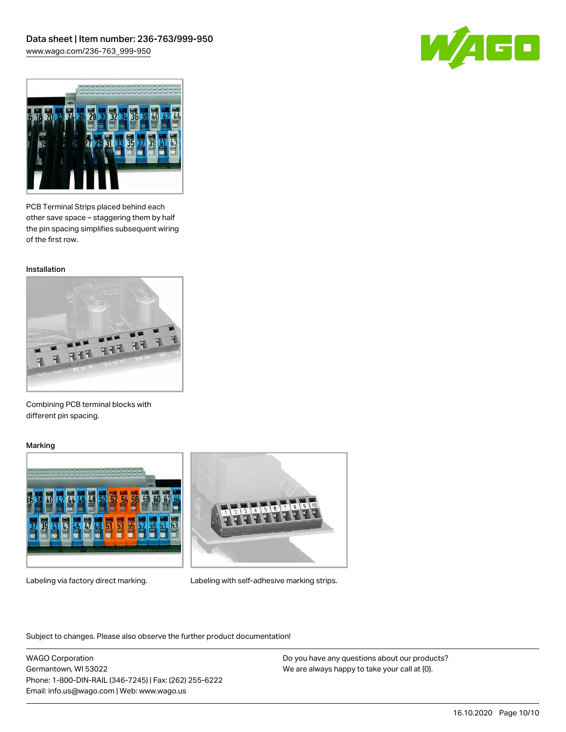PCB Terminal Strips placed behind each other save space – staggering them by half the pin spacing simplifies subsequent wiring of the first row.

### Installation

Combining PCB terminal blocks with different pin spacing.

### Marking

Labeling via factory direct marking.

Labeling with self-adhesive marking strips.

Subject to changes. Please also observe the further product documentation!

WAGO Corporation
Germantown, WI 53022
Phone: 1-800-DIN-RAIL (346-7245) | Fax: (262) 255-6222
Email: info.us@wago.com | Web: www.wago.us

Do you have any questions about our products?
We are always happy to take your call at {0}.